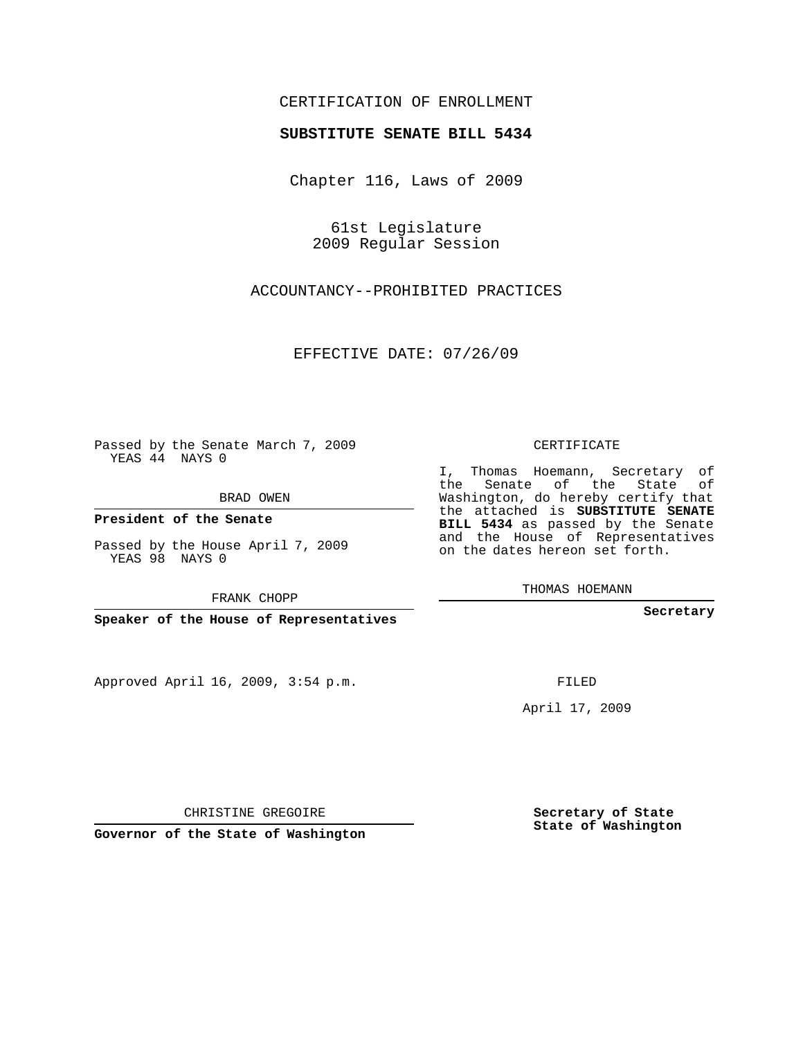CERTIFICATION OF ENROLLMENT

**SUBSTITUTE SENATE BILL 5434**

Chapter 116, Laws of 2009

61st Legislature
2009 Regular Session

ACCOUNTANCY--PROHIBITED PRACTICES

EFFECTIVE DATE: 07/26/09

Passed by the Senate March 7, 2009
YEAS 44 NAYS 0

BRAD OWEN

**President of the Senate**

Passed by the House April 7, 2009
YEAS 98 NAYS 0

FRANK CHOPP

**Speaker of the House of Representatives**

Approved April 16, 2009, 3:54 p.m.

CHRISTINE GREGOIRE

**Governor of the State of Washington**

CERTIFICATE

I, Thomas Hoemann, Secretary of the Senate of the State of Washington, do hereby certify that the attached is **SUBSTITUTE SENATE BILL 5434** as passed by the Senate and the House of Representatives on the dates hereon set forth.

THOMAS HOEMANN

**Secretary**

FILED

April 17, 2009

**Secretary of State State of Washington**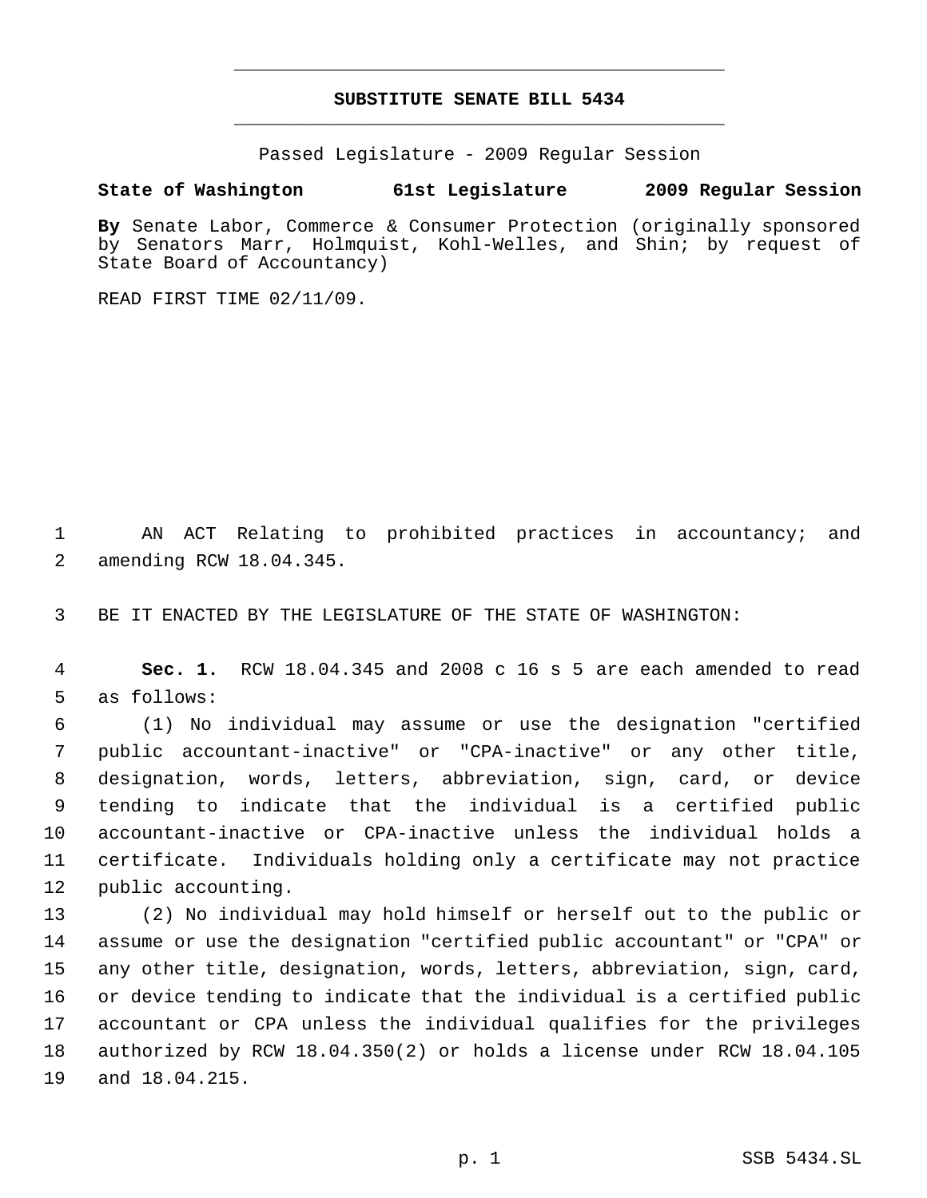**SUBSTITUTE SENATE BILL 5434**

Passed Legislature - 2009 Regular Session

**State of Washington 61st Legislature 2009 Regular Session**

**By** Senate Labor, Commerce & Consumer Protection (originally sponsored by Senators Marr, Holmquist, Kohl-Welles, and Shin; by request of State Board of Accountancy)

READ FIRST TIME 02/11/09.

AN ACT Relating to prohibited practices in accountancy; and amending RCW 18.04.345.

BE IT ENACTED BY THE LEGISLATURE OF THE STATE OF WASHINGTON:

**Sec. 1.** RCW 18.04.345 and 2008 c 16 s 5 are each amended to read as follows:

(1) No individual may assume or use the designation "certified public accountant-inactive" or "CPA-inactive" or any other title, designation, words, letters, abbreviation, sign, card, or device tending to indicate that the individual is a certified public accountant-inactive or CPA-inactive unless the individual holds a certificate. Individuals holding only a certificate may not practice public accounting.

(2) No individual may hold himself or herself out to the public or assume or use the designation "certified public accountant" or "CPA" or any other title, designation, words, letters, abbreviation, sign, card, or device tending to indicate that the individual is a certified public accountant or CPA unless the individual qualifies for the privileges authorized by RCW 18.04.350(2) or holds a license under RCW 18.04.105 and 18.04.215.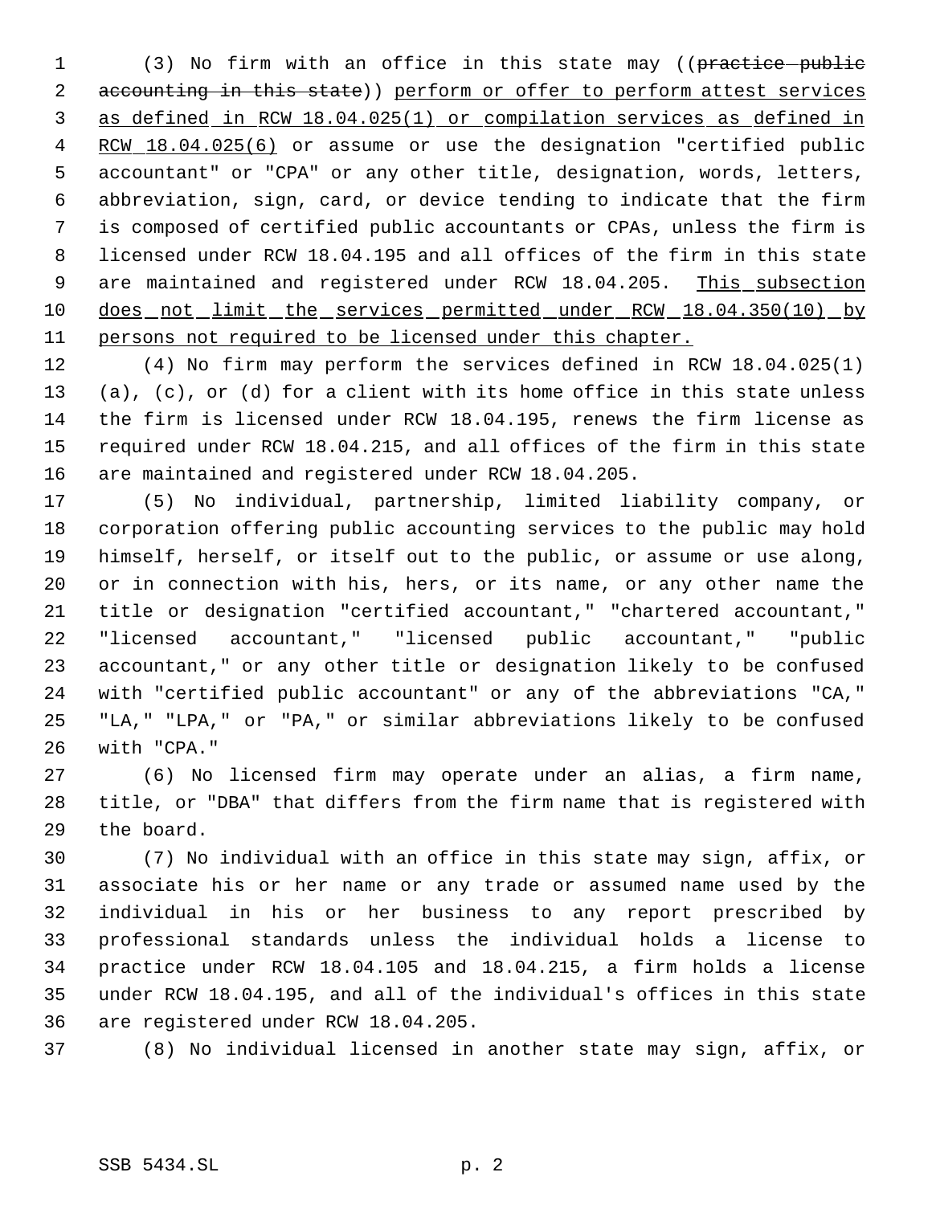(3) No firm with an office in this state may ((~~practice public accounting in this state~~)) <u>perform or offer to perform attest services as defined in RCW 18.04.025(1) or compilation services as defined in RCW 18.04.025(6)</u> or assume or use the designation "certified public accountant" or "CPA" or any other title, designation, words, letters, abbreviation, sign, card, or device tending to indicate that the firm is composed of certified public accountants or CPAs, unless the firm is licensed under RCW 18.04.195 and all offices of the firm in this state are maintained and registered under RCW 18.04.205. <u>This subsection does not limit the services permitted under RCW 18.04.350(10) by persons not required to be licensed under this chapter.</u>

(4) No firm may perform the services defined in RCW 18.04.025(1) (a), (c), or (d) for a client with its home office in this state unless the firm is licensed under RCW 18.04.195, renews the firm license as required under RCW 18.04.215, and all offices of the firm in this state are maintained and registered under RCW 18.04.205.

(5) No individual, partnership, limited liability company, or corporation offering public accounting services to the public may hold himself, herself, or itself out to the public, or assume or use along, or in connection with his, hers, or its name, or any other name the title or designation "certified accountant," "chartered accountant," "licensed accountant," "licensed public accountant," "public accountant," or any other title or designation likely to be confused with "certified public accountant" or any of the abbreviations "CA," "LA," "LPA," or "PA," or similar abbreviations likely to be confused with "CPA."

(6) No licensed firm may operate under an alias, a firm name, title, or "DBA" that differs from the firm name that is registered with the board.

(7) No individual with an office in this state may sign, affix, or associate his or her name or any trade or assumed name used by the individual in his or her business to any report prescribed by professional standards unless the individual holds a license to practice under RCW 18.04.105 and 18.04.215, a firm holds a license under RCW 18.04.195, and all of the individual's offices in this state are registered under RCW 18.04.205.

(8) No individual licensed in another state may sign, affix, or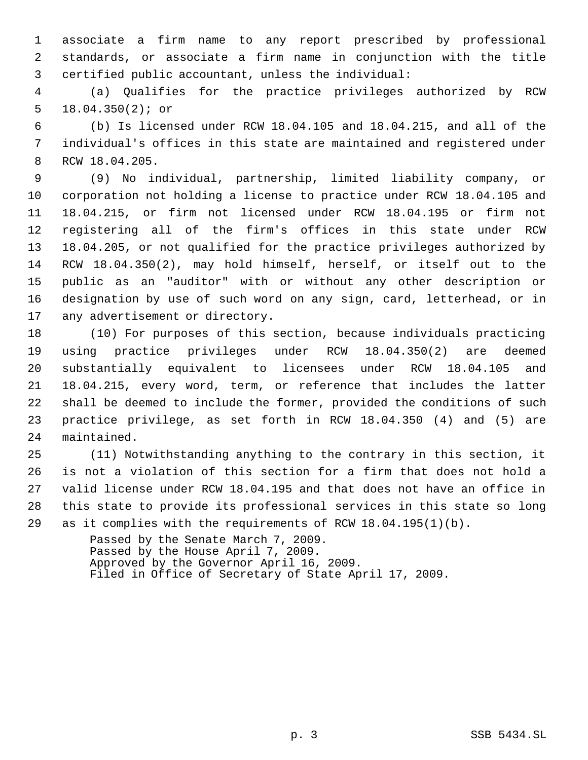associate a firm name to any report prescribed by professional standards, or associate a firm name in conjunction with the title certified public accountant, unless the individual:

(a) Qualifies for the practice privileges authorized by RCW 18.04.350(2); or

(b) Is licensed under RCW 18.04.105 and 18.04.215, and all of the individual's offices in this state are maintained and registered under RCW 18.04.205.

(9) No individual, partnership, limited liability company, or corporation not holding a license to practice under RCW 18.04.105 and 18.04.215, or firm not licensed under RCW 18.04.195 or firm not registering all of the firm's offices in this state under RCW 18.04.205, or not qualified for the practice privileges authorized by RCW 18.04.350(2), may hold himself, herself, or itself out to the public as an "auditor" with or without any other description or designation by use of such word on any sign, card, letterhead, or in any advertisement or directory.

(10) For purposes of this section, because individuals practicing using practice privileges under RCW 18.04.350(2) are deemed substantially equivalent to licensees under RCW 18.04.105 and 18.04.215, every word, term, or reference that includes the latter shall be deemed to include the former, provided the conditions of such practice privilege, as set forth in RCW 18.04.350 (4) and (5) are maintained.

(11) Notwithstanding anything to the contrary in this section, it is not a violation of this section for a firm that does not hold a valid license under RCW 18.04.195 and that does not have an office in this state to provide its professional services in this state so long as it complies with the requirements of RCW 18.04.195(1)(b).

Passed by the Senate March 7, 2009.
Passed by the House April 7, 2009.
Approved by the Governor April 16, 2009.
Filed in Office of Secretary of State April 17, 2009.